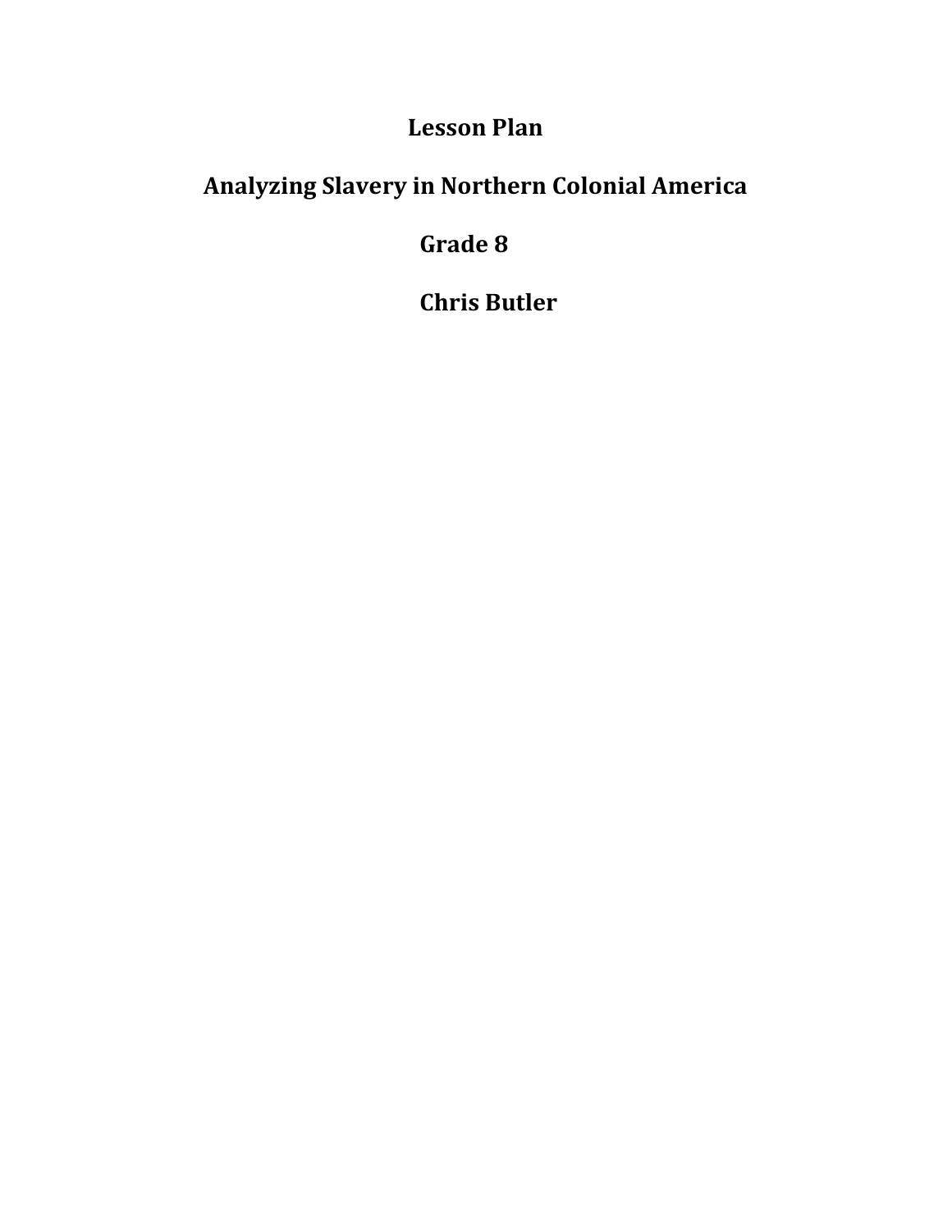# Lesson Plan

# Analyzing Slavery in Northern Colonial America

# Grade 8

# Chris Butler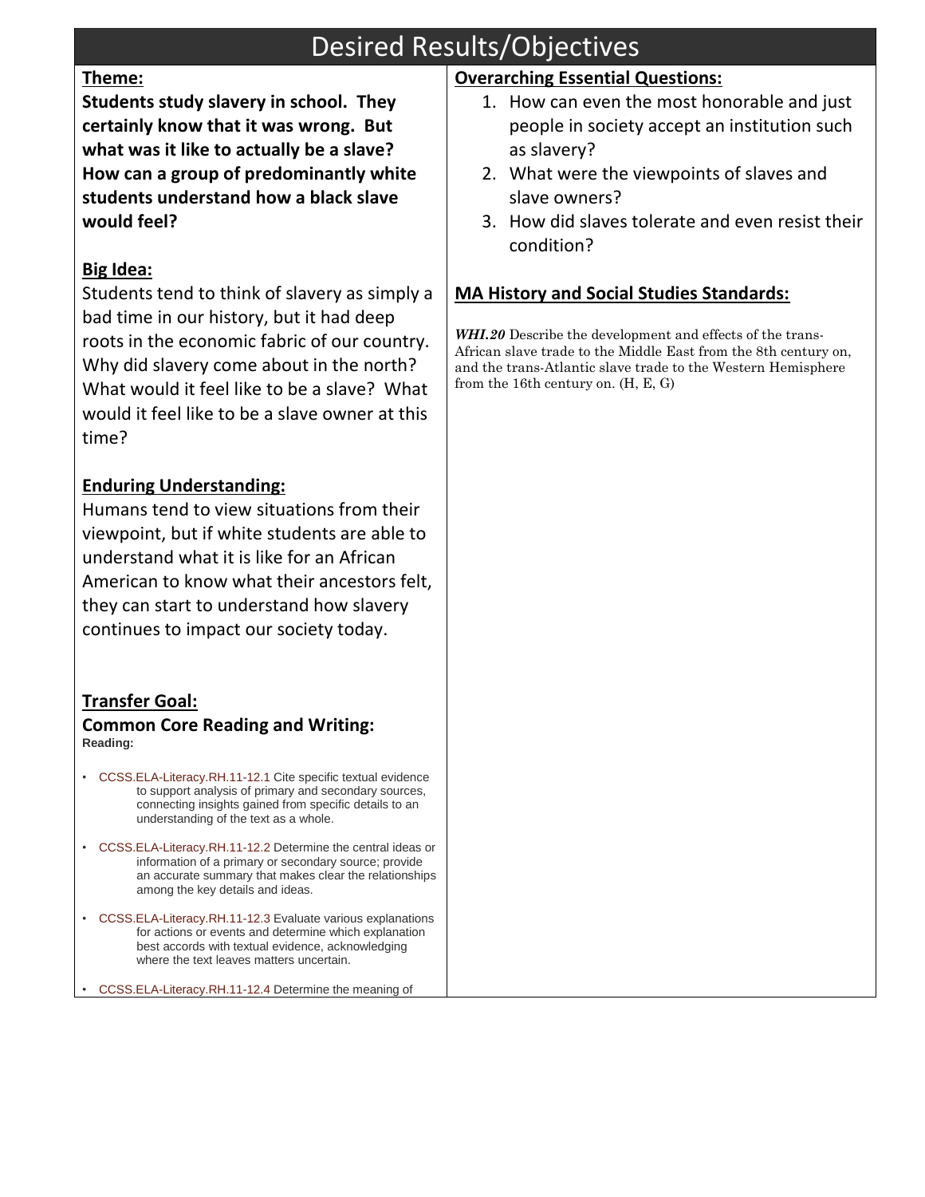# Desired Results/Objectives

## Theme:

**Students study slavery in school. They certainly know that it was wrong. But what was it like to actually be a slave? How can a group of predominantly white students understand how a black slave would feel?**

## Big Idea:

Students tend to think of slavery as simply a bad time in our history, but it had deep roots in the economic fabric of our country. Why did slavery come about in the north? What would it feel like to be a slave? What would it feel like to be a slave owner at this time?

## Enduring Understanding:

Humans tend to view situations from their viewpoint, but if white students are able to understand what it is like for an African American to know what their ancestors felt, they can start to understand how slavery continues to impact our society today.

## Transfer Goal:

### Common Core Reading and Writing:

**Reading:**

- CCSS.ELA-Literacy.RH.11-12.1 Cite specific textual evidence to support analysis of primary and secondary sources, connecting insights gained from specific details to an understanding of the text as a whole.
- CCSS.ELA-Literacy.RH.11-12.2 Determine the central ideas or information of a primary or secondary source; provide an accurate summary that makes clear the relationships among the key details and ideas.
- CCSS.ELA-Literacy.RH.11-12.3 Evaluate various explanations for actions or events and determine which explanation best accords with textual evidence, acknowledging where the text leaves matters uncertain.
- CCSS.ELA-Literacy.RH.11-12.4 Determine the meaning of

## Overarching Essential Questions:

1. How can even the most honorable and just people in society accept an institution such as slavery?
2. What were the viewpoints of slaves and slave owners?
3. How did slaves tolerate and even resist their condition?

## MA History and Social Studies Standards:

***WHI.20*** Describe the development and effects of the trans-African slave trade to the Middle East from the 8th century on, and the trans-Atlantic slave trade to the Western Hemisphere from the 16th century on. (H, E, G)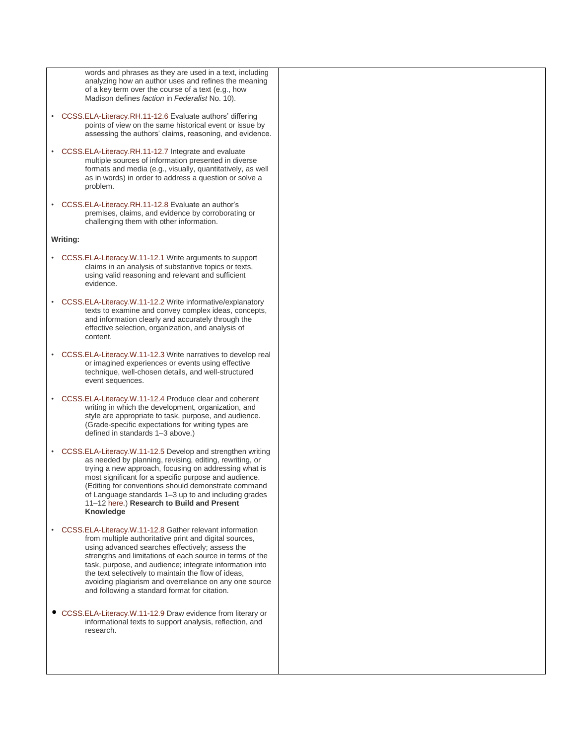words and phrases as they are used in a text, including analyzing how an author uses and refines the meaning of a key term over the course of a text (e.g., how Madison defines *faction* in *Federalist* No. 10).

- CCSS.ELA-Literacy.RH.11-12.6 Evaluate authors' differing points of view on the same historical event or issue by assessing the authors' claims, reasoning, and evidence.
- CCSS.ELA-Literacy.RH.11-12.7 Integrate and evaluate multiple sources of information presented in diverse formats and media (e.g., visually, quantitatively, as well as in words) in order to address a question or solve a problem.
- CCSS.ELA-Literacy.RH.11-12.8 Evaluate an author's premises, claims, and evidence by corroborating or challenging them with other information.

**Writing:**

- CCSS.ELA-Literacy.W.11-12.1 Write arguments to support claims in an analysis of substantive topics or texts, using valid reasoning and relevant and sufficient evidence.
- CCSS.ELA-Literacy.W.11-12.2 Write informative/explanatory texts to examine and convey complex ideas, concepts, and information clearly and accurately through the effective selection, organization, and analysis of content.
- CCSS.ELA-Literacy.W.11-12.3 Write narratives to develop real or imagined experiences or events using effective technique, well-chosen details, and well-structured event sequences.
- CCSS.ELA-Literacy.W.11-12.4 Produce clear and coherent writing in which the development, organization, and style are appropriate to task, purpose, and audience. (Grade-specific expectations for writing types are defined in standards 1–3 above.)
- CCSS.ELA-Literacy.W.11-12.5 Develop and strengthen writing as needed by planning, revising, editing, rewriting, or trying a new approach, focusing on addressing what is most significant for a specific purpose and audience. (Editing for conventions should demonstrate command of Language standards 1–3 up to and including grades 11–12 here.) **Research to Build and Present Knowledge**
- CCSS.ELA-Literacy.W.11-12.8 Gather relevant information from multiple authoritative print and digital sources, using advanced searches effectively; assess the strengths and limitations of each source in terms of the task, purpose, and audience; integrate information into the text selectively to maintain the flow of ideas, avoiding plagiarism and overreliance on any one source and following a standard format for citation.
- CCSS.ELA-Literacy.W.11-12.9 Draw evidence from literary or informational texts to support analysis, reflection, and research.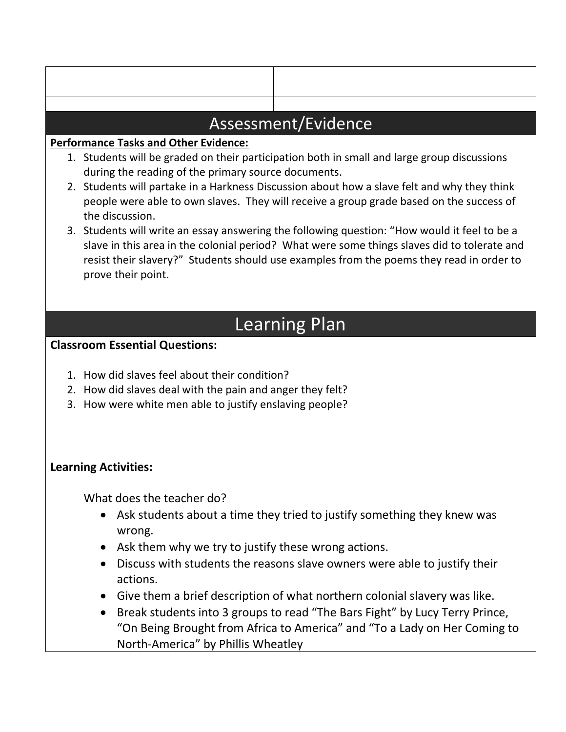## Assessment/Evidence

**Performance Tasks and Other Evidence:**

1. Students will be graded on their participation both in small and large group discussions during the reading of the primary source documents.
2. Students will partake in a Harkness Discussion about how a slave felt and why they think people were able to own slaves. They will receive a group grade based on the success of the discussion.
3. Students will write an essay answering the following question: "How would it feel to be a slave in this area in the colonial period? What were some things slaves did to tolerate and resist their slavery?" Students should use examples from the poems they read in order to prove their point.

## Learning Plan

**Classroom Essential Questions:**

1. How did slaves feel about their condition?
2. How did slaves deal with the pain and anger they felt?
3. How were white men able to justify enslaving people?

**Learning Activities:**

What does the teacher do?

- Ask students about a time they tried to justify something they knew was wrong.
- Ask them why we try to justify these wrong actions.
- Discuss with students the reasons slave owners were able to justify their actions.
- Give them a brief description of what northern colonial slavery was like.
- Break students into 3 groups to read "The Bars Fight" by Lucy Terry Prince, "On Being Brought from Africa to America" and "To a Lady on Her Coming to North-America" by Phillis Wheatley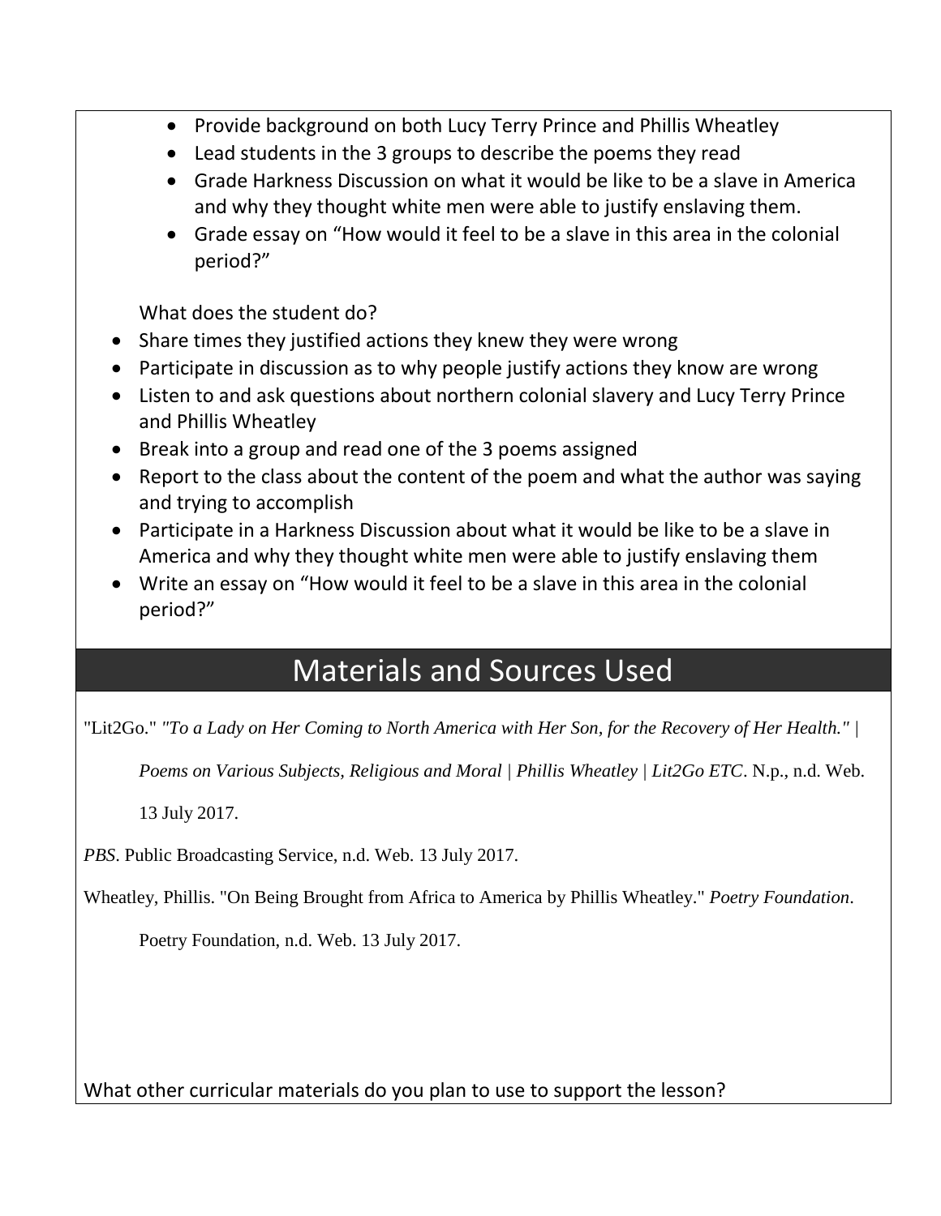- Provide background on both Lucy Terry Prince and Phillis Wheatley
- Lead students in the 3 groups to describe the poems they read
- Grade Harkness Discussion on what it would be like to be a slave in America and why they thought white men were able to justify enslaving them.
- Grade essay on "How would it feel to be a slave in this area in the colonial period?"

What does the student do?

- Share times they justified actions they knew they were wrong
- Participate in discussion as to why people justify actions they know are wrong
- Listen to and ask questions about northern colonial slavery and Lucy Terry Prince and Phillis Wheatley
- Break into a group and read one of the 3 poems assigned
- Report to the class about the content of the poem and what the author was saying and trying to accomplish
- Participate in a Harkness Discussion about what it would be like to be a slave in America and why they thought white men were able to justify enslaving them
- Write an essay on "How would it feel to be a slave in this area in the colonial period?"

## Materials and Sources Used

"Lit2Go." *"To a Lady on Her Coming to North America with Her Son, for the Recovery of Her Health." | Poems on Various Subjects, Religious and Moral | Phillis Wheatley | Lit2Go ETC*. N.p., n.d. Web. 13 July 2017.

*PBS*. Public Broadcasting Service, n.d. Web. 13 July 2017.

Wheatley, Phillis. "On Being Brought from Africa to America by Phillis Wheatley." *Poetry Foundation*. Poetry Foundation, n.d. Web. 13 July 2017.

What other curricular materials do you plan to use to support the lesson?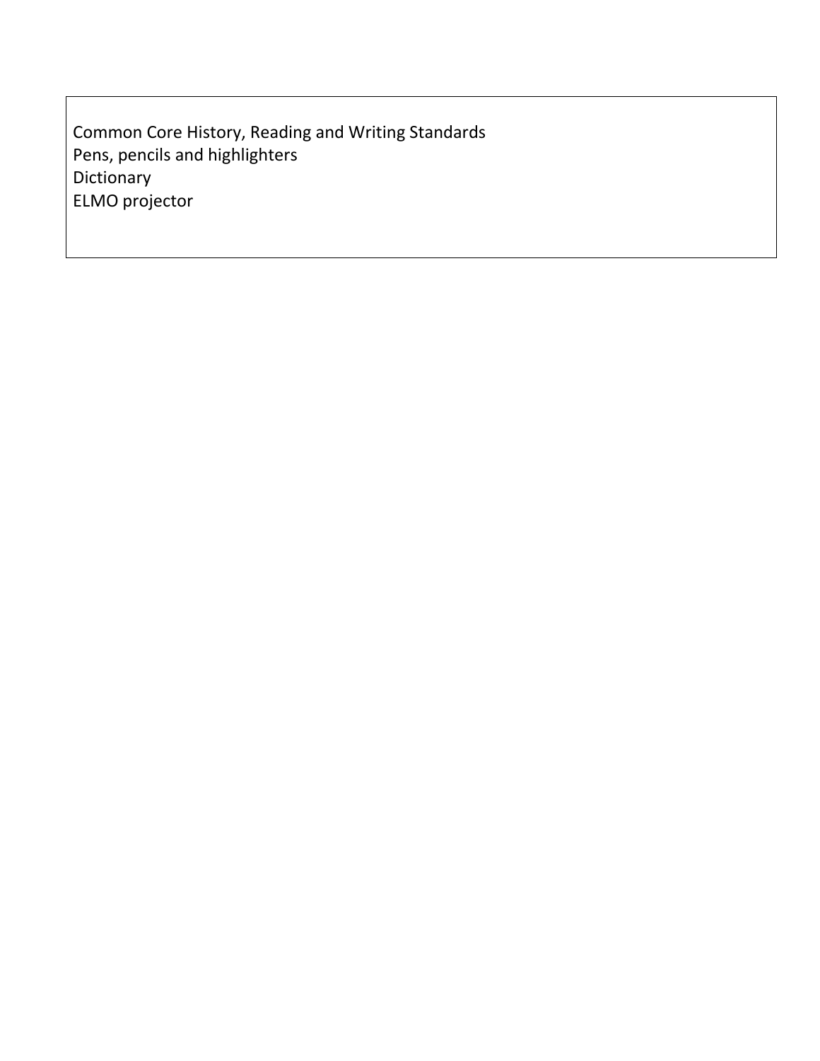Common Core History, Reading and Writing Standards
Pens, pencils and highlighters
Dictionary
ELMO projector